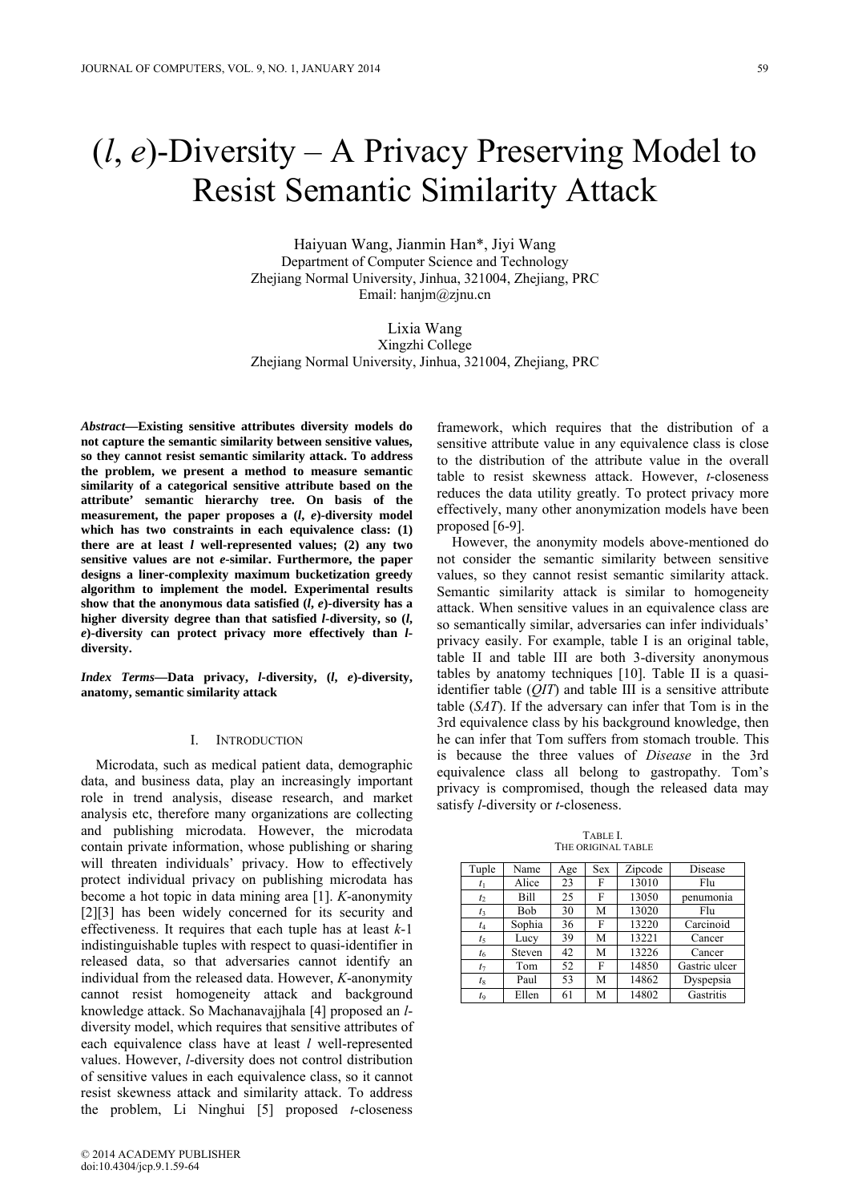# ($l$, $e$)-Diversity – A Privacy Preserving Model to Resist Semantic Similarity Attack

Haiyuan Wang, Jianmin Han*, Jiyi Wang
Department of Computer Science and Technology
Zhejiang Normal University, Jinhua, 321004, Zhejiang, PRC
Email: hanjm@zjnu.cn

Lixia Wang
Xingzhi College
Zhejiang Normal University, Jinhua, 321004, Zhejiang, PRC

***Abstract*—Existing sensitive attributes diversity models do not capture the semantic similarity between sensitive values, so they cannot resist semantic similarity attack. To address the problem, we present a method to measure semantic similarity of a categorical sensitive attribute based on the attribute' semantic hierarchy tree. On basis of the measurement, the paper proposes a ($l$, $e$)-diversity model which has two constraints in each equivalence class: (1) there are at least $l$ well-represented values; (2) any two sensitive values are not $e$-similar. Furthermore, the paper designs a liner-complexity maximum bucketization greedy algorithm to implement the model. Experimental results show that the anonymous data satisfied ($l$, $e$)-diversity has a higher diversity degree than that satisfied $l$-diversity, so ($l$, $e$)-diversity can protect privacy more effectively than $l$-diversity.**

***Index Terms*—Data privacy, $l$-diversity, ($l$, $e$)-diversity, anatomy, semantic similarity attack**

## I. Introduction

Microdata, such as medical patient data, demographic data, and business data, play an increasingly important role in trend analysis, disease research, and market analysis etc, therefore many organizations are collecting and publishing microdata. However, the microdata contain private information, whose publishing or sharing will threaten individuals' privacy. How to effectively protect individual privacy on publishing microdata has become a hot topic in data mining area [1]. *K*-anonymity [2][3] has been widely concerned for its security and effectiveness. It requires that each tuple has at least $k$-1 indistinguishable tuples with respect to quasi-identifier in released data, so that adversaries cannot identify an individual from the released data. However, *K*-anonymity cannot resist homogeneity attack and background knowledge attack. So Machanavajjhala [4] proposed an $l$-diversity model, which requires that sensitive attributes of each equivalence class have at least $l$ well-represented values. However, $l$-diversity does not control distribution of sensitive values in each equivalence class, so it cannot resist skewness attack and similarity attack. To address the problem, Li Ninghui [5] proposed $t$-closeness framework, which requires that the distribution of a sensitive attribute value in any equivalence class is close to the distribution of the attribute value in the overall table to resist skewness attack. However, $t$-closeness reduces the data utility greatly. To protect privacy more effectively, many other anonymization models have been proposed [6-9].

However, the anonymity models above-mentioned do not consider the semantic similarity between sensitive values, so they cannot resist semantic similarity attack. Semantic similarity attack is similar to homogeneity attack. When sensitive values in an equivalence class are so semantically similar, adversaries can infer individuals' privacy easily. For example, table I is an original table, table II and table III are both 3-diversity anonymous tables by anatomy techniques [10]. Table II is a quasi-identifier table (*QIT*) and table III is a sensitive attribute table (*SAT*). If the adversary can infer that Tom is in the 3rd equivalence class by his background knowledge, then he can infer that Tom suffers from stomach trouble. This is because the three values of *Disease* in the 3rd equivalence class all belong to gastropathy. Tom's privacy is compromised, though the released data may satisfy $l$-diversity or $t$-closeness.

TABLE I.
THE ORIGINAL TABLE

| Tuple | Name | Age | Sex | Zipcode | Disease |
|---|---|---|---|---|---|
| $t_1$ | Alice | 23 | F | 13010 | Flu |
| $t_2$ | Bill | 25 | F | 13050 | penumonia |
| $t_3$ | Bob | 30 | M | 13020 | Flu |
| $t_4$ | Sophia | 36 | F | 13220 | Carcinoid |
| $t_5$ | Lucy | 39 | M | 13221 | Cancer |
| $t_6$ | Steven | 42 | M | 13226 | Cancer |
| $t_7$ | Tom | 52 | F | 14850 | Gastric ulcer |
| $t_8$ | Paul | 53 | M | 14862 | Dyspepsia |
| $t_9$ | Ellen | 61 | M | 14802 | Gastritis |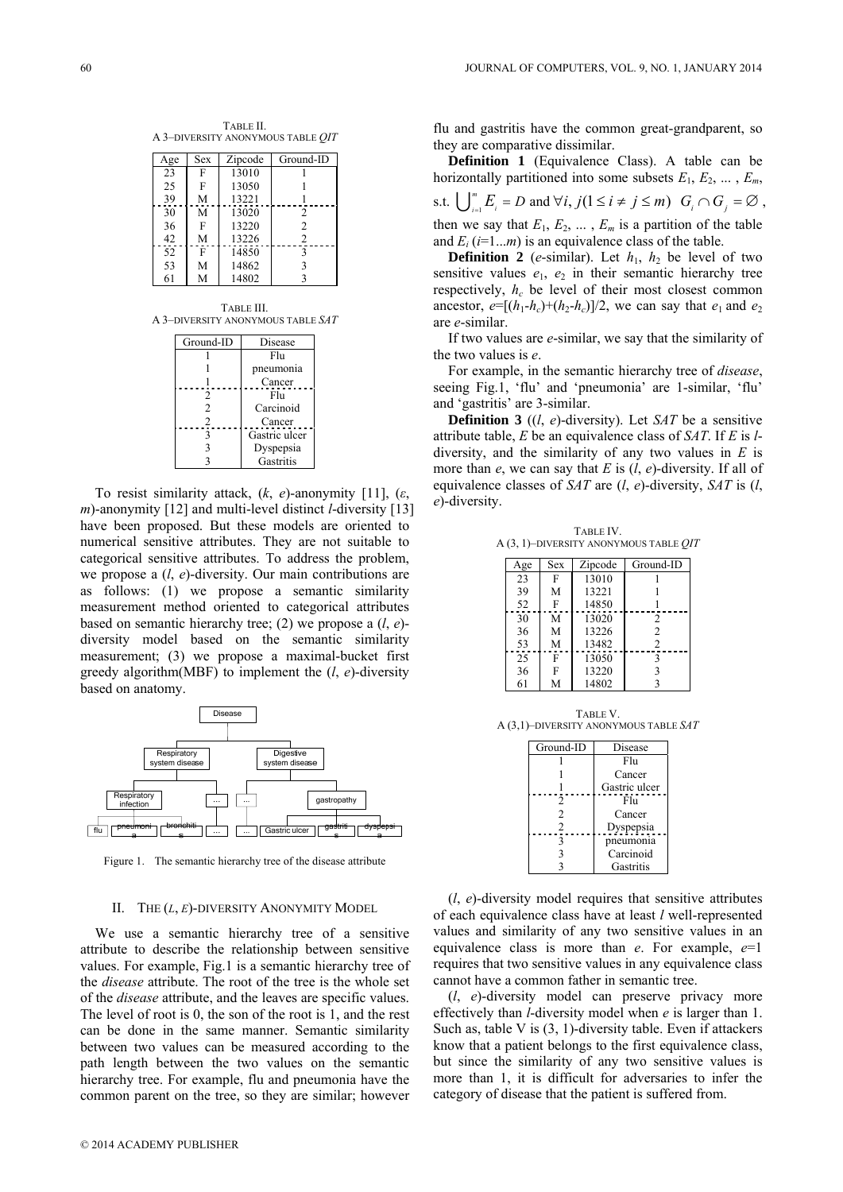TABLE II.
A 3–DIVERSITY ANONYMOUS TABLE *QIT*

| Age | Sex | Zipcode | Ground-ID |
|---|---|---|---|
| 23 | F | 13010 | 1 |
| 25 | F | 13050 | 1 |
| 39 | M | 13221 | 1 |
| 30 | M | 13020 | 2 |
| 36 | F | 13220 | 2 |
| 42 | M | 13226 | 2 |
| 52 | F | 14850 | 3 |
| 53 | M | 14862 | 3 |
| 61 | M | 14802 | 3 |

TABLE III.
A 3–DIVERSITY ANONYMOUS TABLE *SAT*

| Ground-ID | Disease |
|---|---|
| 1 | Flu |
| 1 | pneumonia |
| 1 | Cancer |
| 2 | Flu |
| 2 | Carcinoid |
| 2 | Cancer |
| 3 | Gastric ulcer |
| 3 | Dyspepsia |
| 3 | Gastritis |

To resist similarity attack, ($k$, $e$)-anonymity [11], ($\varepsilon$, $m$)-anonymity [12] and multi-level distinct $l$-diversity [13] have been proposed. But these models are oriented to numerical sensitive attributes. They are not suitable to categorical sensitive attributes. To address the problem, we propose a ($l$, $e$)-diversity. Our main contributions are as follows: (1) we propose a semantic similarity measurement method oriented to categorical attributes based on semantic hierarchy tree; (2) we propose a ($l$, $e$)-diversity model based on the semantic similarity measurement; (3) we propose a maximal-bucket first greedy algorithm(MBF) to implement the ($l$, $e$)-diversity based on anatomy.

Figure 1. The semantic hierarchy tree of the disease attribute

## II. THE ($L$, $E$)-DIVERSITY ANONYMITY MODEL

We use a semantic hierarchy tree of a sensitive attribute to describe the relationship between sensitive values. For example, Fig.1 is a semantic hierarchy tree of the *disease* attribute. The root of the tree is the whole set of the *disease* attribute, and the leaves are specific values. The level of root is 0, the son of the root is 1, and the rest can be done in the same manner. Semantic similarity between two values can be measured according to the path length between the two values on the semantic hierarchy tree. For example, flu and pneumonia have the common parent on the tree, so they are similar; however flu and gastritis have the common great-grandparent, so they are comparative dissimilar.

**Definition 1** (Equivalence Class). A table can be horizontally partitioned into some subsets $E_1$, $E_2$, ... , $E_m$, s.t. $\bigcup_{i=1}^{m} E_i = D$ and $\forall i, j (1 \le i \ne j \le m)$ $G_i \cap G_j = \varnothing$, then we say that $E_1$, $E_2$, ... , $E_m$ is a partition of the table and $E_i$ ($i$=1...$m$) is an equivalence class of the table.

**Definition 2** ($e$-similar). Let $h_1$, $h_2$ be level of two sensitive values $e_1$, $e_2$ in their semantic hierarchy tree respectively, $h_c$ be level of their most closest common ancestor, $e$=[($h_1$-$h_c$)+($h_2$-$h_c$)]/2, we can say that $e_1$ and $e_2$ are $e$-similar.

If two values are $e$-similar, we say that the similarity of the two values is $e$.

For example, in the semantic hierarchy tree of *disease*, seeing Fig.1, 'flu' and 'pneumonia' are 1-similar, 'flu' and 'gastritis' are 3-similar.

**Definition 3** (($l$, $e$)-diversity). Let *SAT* be a sensitive attribute table, $E$ be an equivalence class of *SAT*. If $E$ is $l$-diversity, and the similarity of any two values in $E$ is more than $e$, we can say that $E$ is ($l$, $e$)-diversity. If all of equivalence classes of *SAT* are ($l$, $e$)-diversity, *SAT* is ($l$, $e$)-diversity.

TABLE IV.
A (3, 1)–DIVERSITY ANONYMOUS TABLE *QIT*

| Age | Sex | Zipcode | Ground-ID |
|---|---|---|---|
| 23 | F | 13010 | 1 |
| 39 | M | 13221 | 1 |
| 52 | F | 14850 | 1 |
| 30 | M | 13020 | 2 |
| 36 | M | 13226 | 2 |
| 53 | M | 13482 | 2 |
| 25 | F | 13050 | 3 |
| 36 | F | 13220 | 3 |
| 61 | M | 14802 | 3 |

TABLE V.
A (3,1)–DIVERSITY ANONYMOUS TABLE *SAT*

| Ground-ID | Disease |
|---|---|
| 1 | Flu |
| 1 | Cancer |
| 1 | Gastric ulcer |
| 2 | Flu |
| 2 | Cancer |
| 2 | Dyspepsia |
| 3 | pneumonia |
| 3 | Carcinoid |
| 3 | Gastritis |

($l$, $e$)-diversity model requires that sensitive attributes of each equivalence class have at least $l$ well-represented values and similarity of any two sensitive values in an equivalence class is more than $e$. For example, $e$=1 requires that two sensitive values in any equivalence class cannot have a common father in semantic tree.

($l$, $e$)-diversity model can preserve privacy more effectively than $l$-diversity model when $e$ is larger than 1. Such as, table V is (3, 1)-diversity table. Even if attackers know that a patient belongs to the first equivalence class, but since the similarity of any two sensitive values is more than 1, it is difficult for adversaries to infer the category of disease that the patient is suffered from.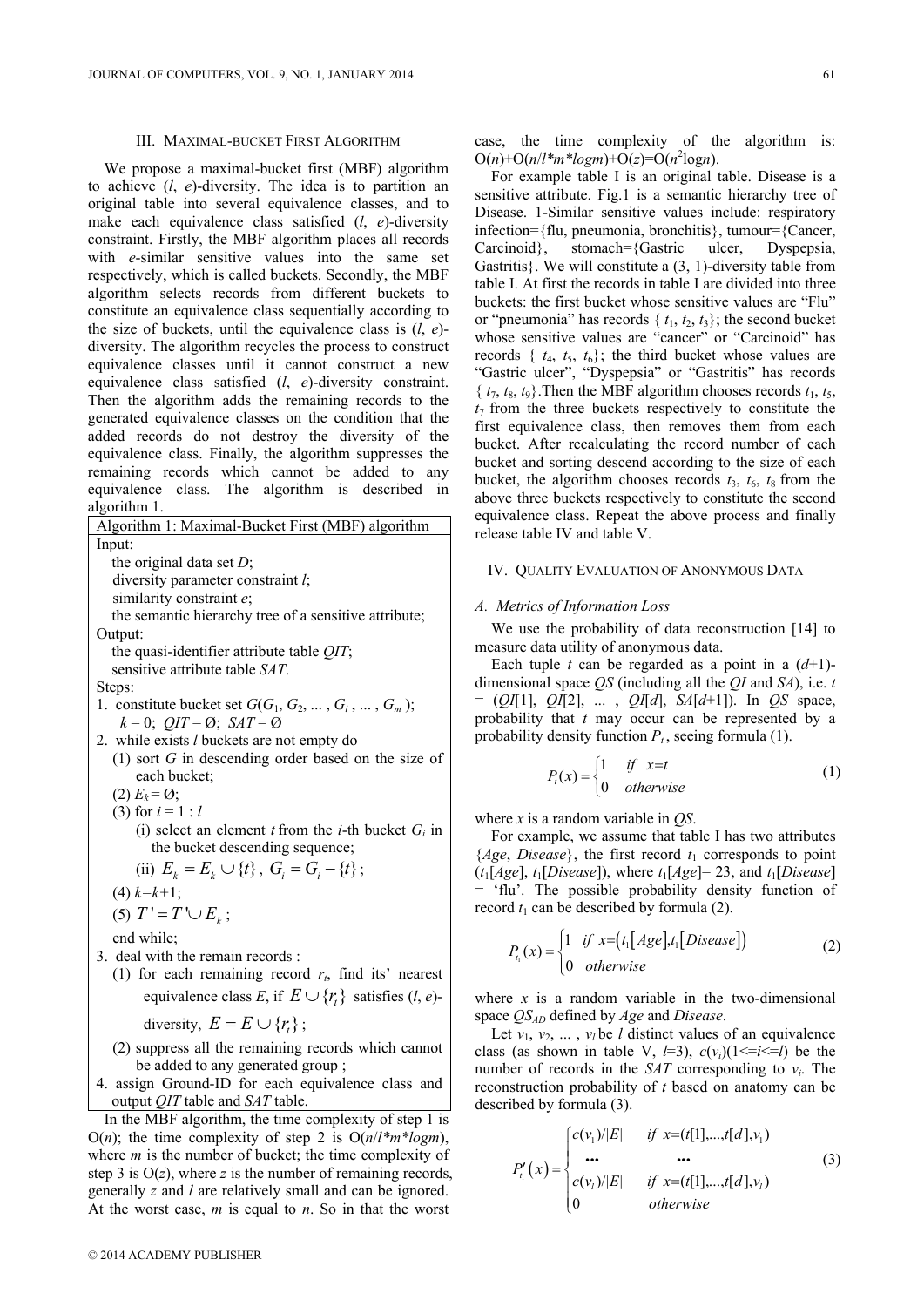### III. Maximal-Bucket First Algorithm

We propose a maximal-bucket first (MBF) algorithm to achieve ($l$, $e$)-diversity. The idea is to partition an original table into several equivalence classes, and to make each equivalence class satisfied ($l$, $e$)-diversity constraint. Firstly, the MBF algorithm places all records with $e$-similar sensitive values into the same set respectively, which is called buckets. Secondly, the MBF algorithm selects records from different buckets to constitute an equivalence class sequentially according to the size of buckets, until the equivalence class is ($l$, $e$)-diversity. The algorithm recycles the process to construct equivalence classes until it cannot construct a new equivalence class satisfied ($l$, $e$)-diversity constraint. Then the algorithm adds the remaining records to the generated equivalence classes on the condition that the added records do not destroy the diversity of the equivalence class. Finally, the algorithm suppresses the remaining records which cannot be added to any equivalence class. The algorithm is described in algorithm 1.

**Algorithm 1: Maximal-Bucket First (MBF) algorithm**

Input:
- the original data set $D$;
- diversity parameter constraint $l$;
- similarity constraint $e$;
- the semantic hierarchy tree of a sensitive attribute;

Output:
- the quasi-identifier attribute table $QIT$;
- sensitive attribute table $SAT$.

Steps:

1. constitute bucket set $G(G_1, G_2, \ldots, G_i, \ldots, G_m)$; $k = 0$; $QIT = \varnothing$; $SAT = \varnothing$
2. while exists $l$ buckets are not empty do
   - (1) sort $G$ in descending order based on the size of each bucket;
   - (2) $E_k = \varnothing$;
   - (3) for $i = 1 : l$
     - (i) select an element $t$ from the $i$-th bucket $G_i$ in the bucket descending sequence;
     - (ii) $E_k = E_k \cup \{t\}$, $G_i = G_i - \{t\}$;
   - (4) $k=k+1$;
   - (5) $T' = T' \cup E_k$;

   end while;
3. deal with the remain records :
   - (1) for each remaining record $r_t$, find its' nearest equivalence class $E$, if $E \cup \{r_t\}$ satisfies ($l$, $e$)-diversity, $E = E \cup \{r_t\}$;
   - (2) suppress all the remaining records which cannot be added to any generated group ;
4. assign Ground-ID for each equivalence class and output $QIT$ table and $SAT$ table.

In the MBF algorithm, the time complexity of step 1 is O($n$); the time complexity of step 2 is O($n/l*m*logm$), where $m$ is the number of bucket; the time complexity of step 3 is O($z$), where $z$ is the number of remaining records, generally $z$ and $l$ are relatively small and can be ignored. At the worst case, $m$ is equal to $n$. So in that the worst case, the time complexity of the algorithm is: O($n$)+O($n/l*m*logm$)+O($z$)=O($n^2$log$n$).

For example table I is an original table. Disease is a sensitive attribute. Fig.1 is a semantic hierarchy tree of Disease. 1-Similar sensitive values include: respiratory infection={flu, pneumonia, bronchitis}, tumour={Cancer, Carcinoid}, stomach={Gastric ulcer, Dyspepsia, Gastritis}. We will constitute a (3, 1)-diversity table from table I. At first the records in table I are divided into three buckets: the first bucket whose sensitive values are "Flu" or "pneumonia" has records { $t_1$, $t_2$, $t_3$}; the second bucket whose sensitive values are "cancer" or "Carcinoid" has records { $t_4$, $t_5$, $t_6$}; the third bucket whose values are "Gastric ulcer", "Dyspepsia" or "Gastritis" has records { $t_7$, $t_8$, $t_9$}.Then the MBF algorithm chooses records $t_1$, $t_5$, $t_7$ from the three buckets respectively to constitute the first equivalence class, then removes them from each bucket. After recalculating the record number of each bucket and sorting descend according to the size of each bucket, the algorithm chooses records $t_3$, $t_6$, $t_8$ from the above three buckets respectively to constitute the second equivalence class. Repeat the above process and finally release table IV and table V.

### IV. Quality Evaluation of Anonymous Data

#### A. Metrics of Information Loss

We use the probability of data reconstruction [14] to measure data utility of anonymous data.

Each tuple $t$ can be regarded as a point in a ($d$+1)-dimensional space $QS$ (including all the $QI$ and $SA$), i.e. $t$ = ($QI$[1], $QI$[2], ... , $QI$[$d$], $SA$[$d$+1]). In $QS$ space, probability that $t$ may occur can be represented by a probability density function $P_t$, seeing formula (1).

$$P_t(x) = \begin{cases} 1 & if \quad x = t \\ 0 & otherwise \end{cases} \tag{1}$$

where $x$ is a random variable in $QS$.

For example, we assume that table I has two attributes {$Age$, $Disease$}, the first record $t_1$ corresponds to point ($t_1$[$Age$], $t_1$[$Disease$]), where $t_1$[$Age$]= 23, and $t_1$[$Disease$] = 'flu'. The possible probability density function of record $t_1$ can be described by formula (2).

$$P_{t_1}(x) = \begin{cases} 1 & if \;\; x = \left(t_1\left[Age\right], t_1\left[Disease\right]\right) \\ 0 & otherwise \end{cases} \tag{2}$$

where $x$ is a random variable in the two-dimensional space $QS_{AD}$ defined by $Age$ and $Disease$.

Let $v_1$, $v_2$, ... , $v_l$ be $l$ distinct values of an equivalence class (as shown in table V, $l$=3), $c(v_i)$($1<=i<=l$) be the number of records in the $SAT$ corresponding to $v_i$. The reconstruction probability of $t$ based on anatomy can be described by formula (3).

$$P'_{t_1}(x) = \begin{cases} c(v_1)/|E| & if \;\; x = (t[1], \ldots, t[d], v_1) \\ \cdots & \cdots \\ c(v_l)/|E| & if \;\; x = (t[1], \ldots, t[d], v_l) \\ 0 & otherwise \end{cases} \tag{3}$$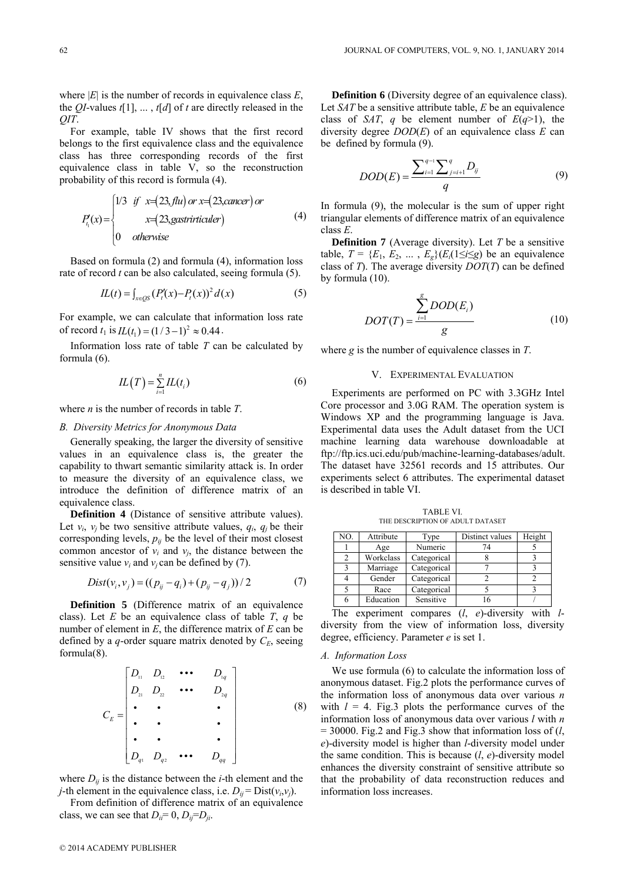where $|E|$ is the number of records in equivalence class $E$, the $QI$-values $t[1]$, ... , $t[d]$ of $t$ are directly released in the $QIT$.

For example, table IV shows that the first record belongs to the first equivalence class and the equivalence class has three corresponding records of the first equivalence class in table V, so the reconstruction probability of this record is formula (4).

$$P'_{t_1}(x)=\begin{cases} 1/3 & if \;\; x=(23,flu)\; or\; x=(23,cancer)\; or \\ & x=(23,gastrirticuler) \\ 0 & otherwise \end{cases} \tag{4}$$

Based on formula (2) and formula (4), information loss rate of record $t$ can be also calculated, seeing formula (5).

$$IL(t)=\int_{x\in QS}(P'_t(x)-P_t(x))^2\,d(x) \tag{5}$$

For example, we can calculate that information loss rate of record $t_1$ is $IL(t_1)=(1/3-1)^2\approx 0.44$.

Information loss rate of table $T$ can be calculated by formula (6).

$$IL(T)=\sum_{i=1}^{n}IL(t_i) \tag{6}$$

where $n$ is the number of records in table $T$.

### B. Diversity Metrics for Anonymous Data

Generally speaking, the larger the diversity of sensitive values in an equivalence class is, the greater the capability to thwart semantic similarity attack is. In order to measure the diversity of an equivalence class, we introduce the definition of difference matrix of an equivalence class.

**Definition 4** (Distance of sensitive attribute values). Let $v_i$, $v_j$ be two sensitive attribute values, $q_i$, $q_j$ be their corresponding levels, $p_{ij}$ be the level of their most closest common ancestor of $v_i$ and $v_j$, the distance between the sensitive value $v_i$ and $v_j$ can be defined by (7).

$$Dist(v_i,v_j)=((p_{ij}-q_i)+(p_{ij}-q_j))/2 \tag{7}$$

**Definition 5** (Difference matrix of an equivalence class). Let $E$ be an equivalence class of table $T$, $q$ be number of element in $E$, the difference matrix of $E$ can be defined by a $q$-order square matrix denoted by $C_E$, seeing formula(8).

$$C_E=\begin{bmatrix} D_{11} & D_{12} & \cdots & D_{1q} \\ D_{21} & D_{22} & \cdots & D_{2q} \\ \bullet & \bullet & & \bullet \\ \bullet & \bullet & & \bullet \\ \bullet & \bullet & & \bullet \\ D_{q1} & D_{q2} & \cdots & D_{qq} \end{bmatrix} \tag{8}$$

where $D_{ij}$ is the distance between the $i$-th element and the $j$-th element in the equivalence class, i.e. $D_{ij}=\text{Dist}(v_i,v_j)$.

From definition of difference matrix of an equivalence class, we can see that $D_{ii}=0$, $D_{ij}=D_{ji}$.

**Definition 6** (Diversity degree of an equivalence class). Let $SAT$ be a sensitive attribute table, $E$ be an equivalence class of $SAT$, $q$ be element number of $E$($q$>1), the diversity degree $DOD(E)$ of an equivalence class $E$ can be defined by formula (9).

$$DOD(E)=\frac{\sum_{i=1}^{q-1}\sum_{j=i+1}^{q}D_{ij}}{q} \tag{9}$$

In formula (9), the molecular is the sum of upper right triangular elements of difference matrix of an equivalence class $E$.

**Definition 7** (Average diversity). Let $T$ be a sensitive table, $T=\{E_1, E_2, \ldots, E_g\}$($E_i$($1\le i\le g$) be an equivalence class of $T$). The average diversity $DOT(T)$ can be defined by formula (10).

$$DOT(T)=\frac{\sum_{i=1}^{g}DOD(E_i)}{g} \tag{10}$$

where $g$ is the number of equivalence classes in $T$.

## V. Experimental Evaluation

Experiments are performed on PC with 3.3GHz Intel Core processor and 3.0G RAM. The operation system is Windows XP and the programming language is Java. Experimental data uses the Adult dataset from the UCI machine learning data warehouse downloadable at ftp://ftp.ics.uci.edu/pub/machine-learning-databases/adult. The dataset have 32561 records and 15 attributes. Our experiments select 6 attributes. The experimental dataset is described in table VI.

TABLE VI.
THE DESCRIPTION OF ADULT DATASET

| NO. | Attribute | Type | Distinct values | Height |
|---|---|---|---|---|
| 1 | Age | Numeric | 74 | 5 |
| 2 | Workclass | Categorical | 8 | 3 |
| 3 | Marriage | Categorical | 7 | 3 |
| 4 | Gender | Categorical | 2 | 2 |
| 5 | Race | Categorical | 5 | 3 |
| 6 | Education | Sensitive | 16 | / |

The experiment compares ($l$, $e$)-diversity with $l$-diversity from the view of information loss, diversity degree, efficiency. Parameter $e$ is set 1.

### A. Information Loss

We use formula (6) to calculate the information loss of anonymous dataset. Fig.2 plots the performance curves of the information loss of anonymous data over various $n$ with $l$ = 4. Fig.3 plots the performance curves of the information loss of anonymous data over various $l$ with $n$ = 30000. Fig.2 and Fig.3 show that information loss of ($l$, $e$)-diversity model is higher than $l$-diversity model under the same condition. This is because ($l$, $e$)-diversity model enhances the diversity constraint of sensitive attribute so that the probability of data reconstruction reduces and information loss increases.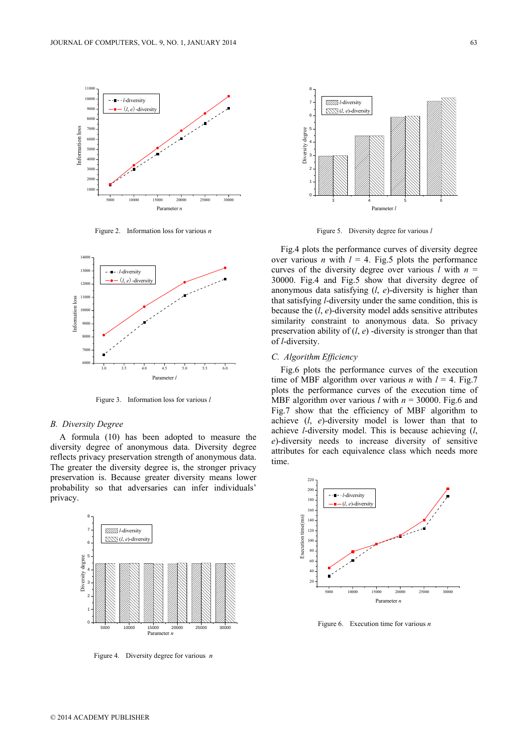Figure 2. Information loss for various $n$

Figure 3. Information loss for various $l$

## B. Diversity Degree

A formula (10) has been adopted to measure the diversity degree of anonymous data. Diversity degree reflects privacy preservation strength of anonymous data. The greater the diversity degree is, the stronger privacy preservation is. Because greater diversity means lower probability so that adversaries can infer individuals' privacy.

Figure 4. Diversity degree for various $n$

Figure 5. Diversity degree for various $l$

Fig.4 plots the performance curves of diversity degree over various $n$ with $l$ = 4. Fig.5 plots the performance curves of the diversity degree over various $l$ with $n$ = 30000. Fig.4 and Fig.5 show that diversity degree of anonymous data satisfying ($l$, $e$)-diversity is higher than that satisfying $l$-diversity under the same condition, this is because the ($l$, $e$)-diversity model adds sensitive attributes similarity constraint to anonymous data. So privacy preservation ability of ($l$, $e$) -diversity is stronger than that of $l$-diversity.

## C. Algorithm Efficiency

Fig.6 plots the performance curves of the execution time of MBF algorithm over various $n$ with $l$ = 4. Fig.7 plots the performance curves of the execution time of MBF algorithm over various $l$ with $n$ = 30000. Fig.6 and Fig.7 show that the efficiency of MBF algorithm to achieve ($l$, $e$)-diversity model is lower than that to achieve $l$-diversity model. This is because achieving ($l$, $e$)-diversity needs to increase diversity of sensitive attributes for each equivalence class which needs more time.

Figure 6. Execution time for various $n$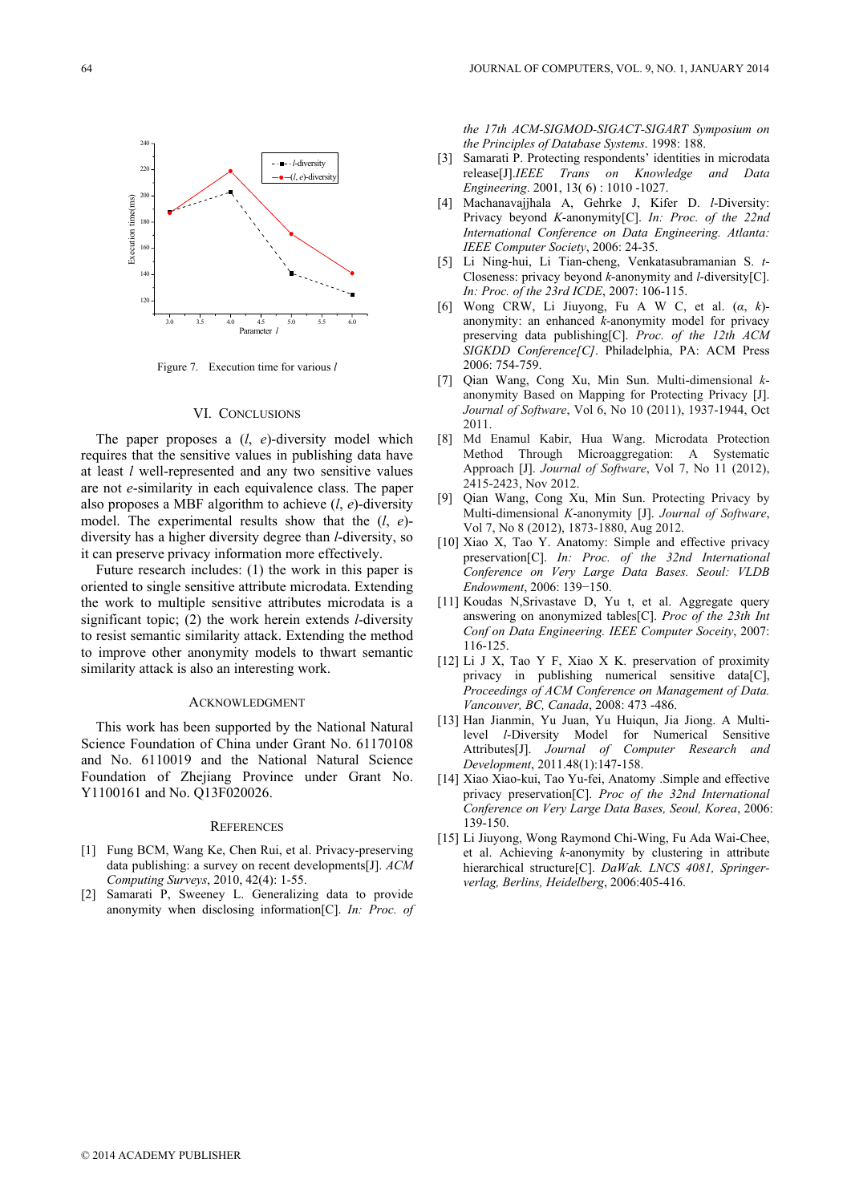240
220
200
180
160
140
120

Execution time(ms)

3.0 3.5 4.0 4.5 5.0 5.5 6.0

Parameter $l$

$l$-diversity

$(l, e)$-diversity

Figure 7. Execution time for various $l$

## VI. Conclusions

The paper proposes a ($l$, $e$)-diversity model which requires that the sensitive values in publishing data have at least $l$ well-represented and any two sensitive values are not $e$-similarity in each equivalence class. The paper also proposes a MBF algorithm to achieve ($l$, $e$)-diversity model. The experimental results show that the ($l$, $e$)-diversity has a higher diversity degree than $l$-diversity, so it can preserve privacy information more effectively.

Future research includes: (1) the work in this paper is oriented to single sensitive attribute microdata. Extending the work to multiple sensitive attributes microdata is a significant topic; (2) the work herein extends $l$-diversity to resist semantic similarity attack. Extending the method to improve other anonymity models to thwart semantic similarity attack is also an interesting work.

## Acknowledgment

This work has been supported by the National Natural Science Foundation of China under Grant No. 61170108 and No. 6110019 and the National Natural Science Foundation of Zhejiang Province under Grant No. Y1100161 and No. Q13F020026.

## References

[1] Fung BCM, Wang Ke, Chen Rui, et al. Privacy-preserving data publishing: a survey on recent developments[J]. *ACM Computing Surveys*, 2010, 42(4): 1-55.

[2] Samarati P, Sweeney L. Generalizing data to provide anonymity when disclosing information[C]. *In: Proc. of the 17th ACM-SIGMOD-SIGACT-SIGART Symposium on the Principles of Database Systems*. 1998: 188.

[3] Samarati P. Protecting respondents' identities in microdata release[J].*IEEE Trans on Knowledge and Data Engineering*. 2001, 13( 6) : 1010 -1027.

[4] Machanavajjhala A, Gehrke J, Kifer D. $l$-Diversity: Privacy beyond $K$-anonymity[C]. *In: Proc. of the 22nd International Conference on Data Engineering. Atlanta: IEEE Computer Society*, 2006: 24-35.

[5] Li Ning-hui, Li Tian-cheng, Venkatasubramanian S. $t$-Closeness: privacy beyond $k$-anonymity and $l$-diversity[C]. *In: Proc. of the 23rd ICDE*, 2007: 106-115.

[6] Wong CRW, Li Jiuyong, Fu A W C, et al. ($\alpha$, $k$)-anonymity: an enhanced $k$-anonymity model for privacy preserving data publishing[C]. *Proc. of the 12th ACM SIGKDD Conference[C]*. Philadelphia, PA: ACM Press 2006: 754-759.

[7] Qian Wang, Cong Xu, Min Sun. Multi-dimensional $k$-anonymity Based on Mapping for Protecting Privacy [J]. *Journal of Software*, Vol 6, No 10 (2011), 1937-1944, Oct 2011.

[8] Md Enamul Kabir, Hua Wang. Microdata Protection Method Through Microaggregation: A Systematic Approach [J]. *Journal of Software*, Vol 7, No 11 (2012), 2415-2423, Nov 2012.

[9] Qian Wang, Cong Xu, Min Sun. Protecting Privacy by Multi-dimensional $K$-anonymity [J]. *Journal of Software*, Vol 7, No 8 (2012), 1873-1880, Aug 2012.

[10] Xiao X, Tao Y. Anatomy: Simple and effective privacy preservation[C]. *In: Proc. of the 32nd International Conference on Very Large Data Bases. Seoul: VLDB Endowment*, 2006: 139−150.

[11] Koudas N,Srivastave D, Yu t, et al. Aggregate query answering on anonymized tables[C]. *Proc of the 23th Int Conf on Data Engineering. IEEE Computer Soceity*, 2007: 116-125.

[12] Li J X, Tao Y F, Xiao X K. preservation of proximity privacy in publishing numerical sensitive data[C], *Proceedings of ACM Conference on Management of Data. Vancouver, BC, Canada*, 2008: 473 -486.

[13] Han Jianmin, Yu Juan, Yu Huiqun, Jia Jiong. A Multi-level $l$-Diversity Model for Numerical Sensitive Attributes[J]. *Journal of Computer Research and Development*, 2011.48(1):147-158.

[14] Xiao Xiao-kui, Tao Yu-fei, Anatomy .Simple and effective privacy preservation[C]. *Proc of the 32nd International Conference on Very Large Data Bases, Seoul, Korea*, 2006: 139-150.

[15] Li Jiuyong, Wong Raymond Chi-Wing, Fu Ada Wai-Chee, et al. Achieving $k$-anonymity by clustering in attribute hierarchical structure[C]. *DaWak. LNCS 4081, Springer-verlag, Berlins, Heidelberg*, 2006:405-416.